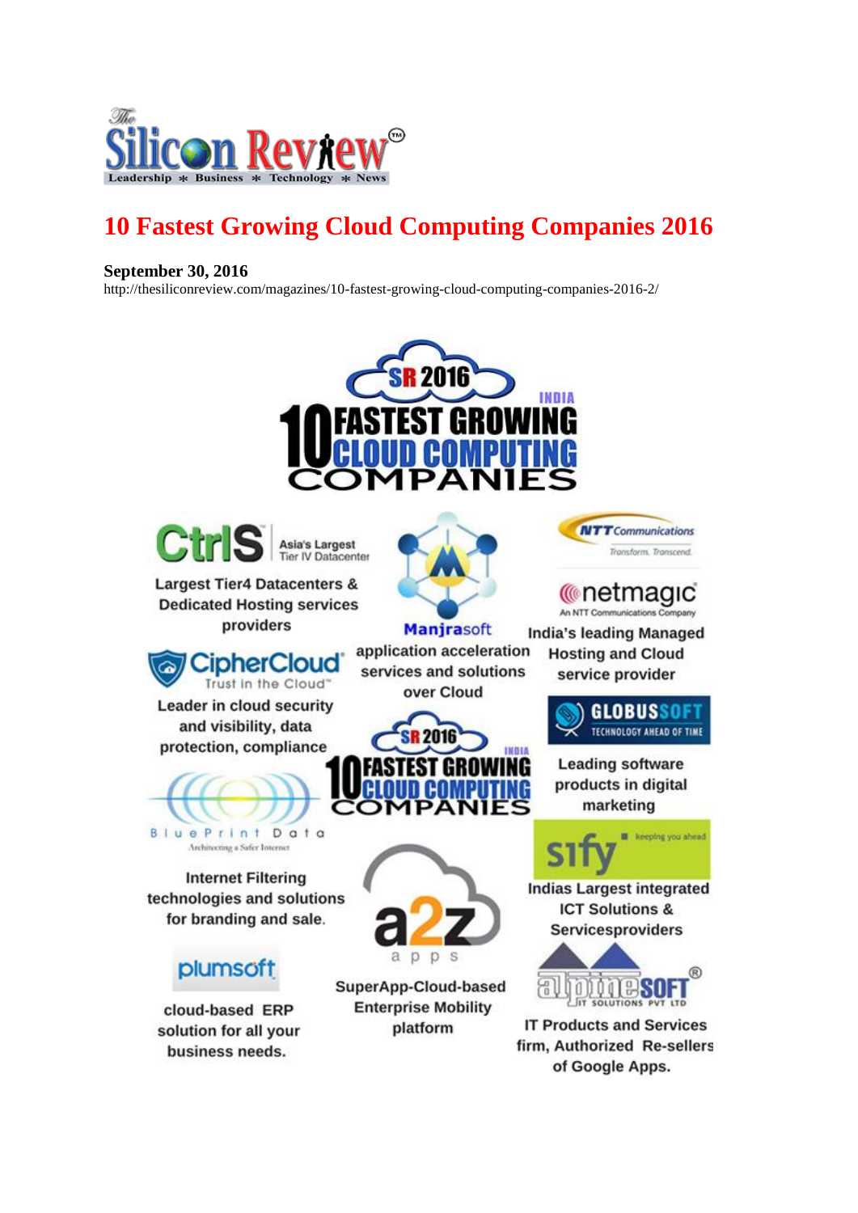The Silicon Review™

Leadership * Business * Technology * News

# 10 Fastest Growing Cloud Computing Companies 2016

**September 30, 2016**

http://thesiliconreview.com/magazines/10-fastest-growing-cloud-computing-companies-2016-2/

SR 2016 INDIA 10 FASTEST GROWING CLOUD COMPUTING COMPANIES

**CtrlS** — Asia's Largest Tier IV Datacenter

Largest Tier4 Datacenters & Dedicated Hosting services providers

**Manjrasoft**

application acceleration services and solutions over Cloud

**NTT Communications** — Transform. Transcend.

**netmagic** — An NTT Communications Company

India's leading Managed Hosting and Cloud service provider

**CipherCloud** — Trust in the Cloud™

Leader in cloud security and visibility, data protection, compliance

**GLOBUSSOFT** — TECHNOLOGY AHEAD OF TIME

Leading software products in digital marketing

**BluePrint Data** — Architecting a Safer Internet

Internet Filtering technologies and solutions for branding and sale.

**sify** — keeping you ahead

Indias Largest integrated ICT Solutions & Servicesproviders

**a2z apps**

SuperApp-Cloud-based Enterprise Mobility platform

**plumsoft**

cloud-based ERP solution for all your business needs.

**alpinesoft** — IT SOLUTIONS PVT LTD

IT Products and Services firm, Authorized Re-sellers of Google Apps.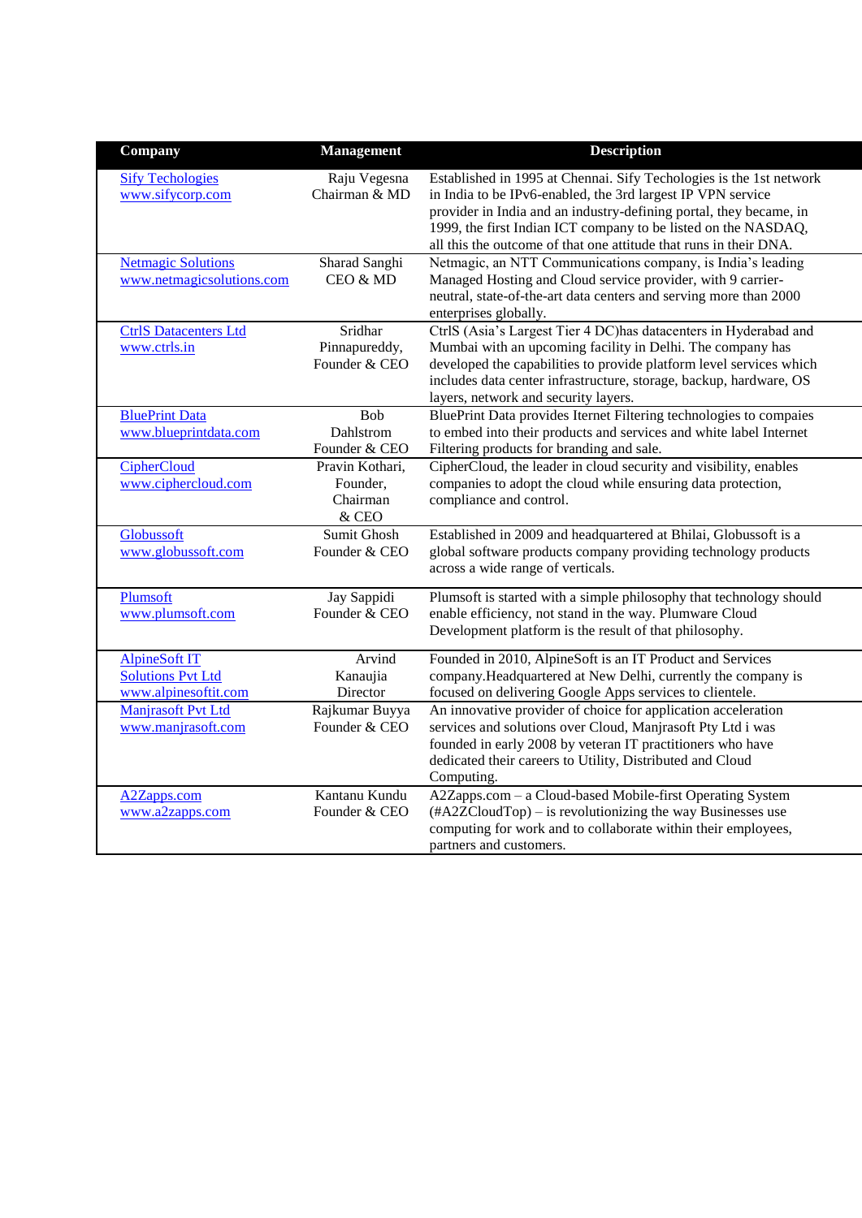| Company | Management | Description |
|---|---|---|
| Sify Techologies www.sifycorp.com | Raju Vegesna Chairman & MD | Established in 1995 at Chennai. Sify Techologies is the 1st network in India to be IPv6-enabled, the 3rd largest IP VPN service provider in India and an industry-defining portal, they became, in 1999, the first Indian ICT company to be listed on the NASDAQ, all this the outcome of that one attitude that runs in their DNA. |
| Netmagic Solutions www.netmagicsolutions.com | Sharad Sanghi CEO & MD | Netmagic, an NTT Communications company, is India's leading Managed Hosting and Cloud service provider, with 9 carrier-neutral, state-of-the-art data centers and serving more than 2000 enterprises globally. |
| CtrlS Datacenters Ltd www.ctrls.in | Sridhar Pinnapureddy, Founder & CEO | CtrlS (Asia's Largest Tier 4 DC)has datacenters in Hyderabad and Mumbai with an upcoming facility in Delhi. The company has developed the capabilities to provide platform level services which includes data center infrastructure, storage, backup, hardware, OS layers, network and security layers. |
| BluePrint Data www.blueprintdata.com | Bob Dahlstrom Founder & CEO | BluePrint Data provides Iternet Filtering technologies to compaies to embed into their products and services and white label Internet Filtering products for branding and sale. |
| CipherCloud www.ciphercloud.com | Pravin Kothari, Founder, Chairman & CEO | CipherCloud, the leader in cloud security and visibility, enables companies to adopt the cloud while ensuring data protection, compliance and control. |
| Globussoft www.globussoft.com | Sumit Ghosh Founder & CEO | Established in 2009 and headquartered at Bhilai, Globussoft is a global software products company providing technology products across a wide range of verticals. |
| Plumsoft www.plumsoft.com | Jay Sappidi Founder & CEO | Plumsoft is started with a simple philosophy that technology should enable efficiency, not stand in the way. Plumware Cloud Development platform is the result of that philosophy. |
| AlpineSoft IT Solutions Pvt Ltd www.alpinesoftit.com | Arvind Kanaujia Director | Founded in 2010, AlpineSoft is an IT Product and Services company.Headquartered at New Delhi, currently the company is focused on delivering Google Apps services to clientele. |
| Manjrasoft Pvt Ltd www.manjrasoft.com | Rajkumar Buyya Founder & CEO | An innovative provider of choice for application acceleration services and solutions over Cloud, Manjrasoft Pty Ltd i was founded in early 2008 by veteran IT practitioners who have dedicated their careers to Utility, Distributed and Cloud Computing. |
| A2Zapps.com www.a2zapps.com | Kantanu Kundu Founder & CEO | A2Zapps.com – a Cloud-based Mobile-first Operating System (#A2ZCloudTop) – is revolutionizing the way Businesses use computing for work and to collaborate within their employees, partners and customers. |